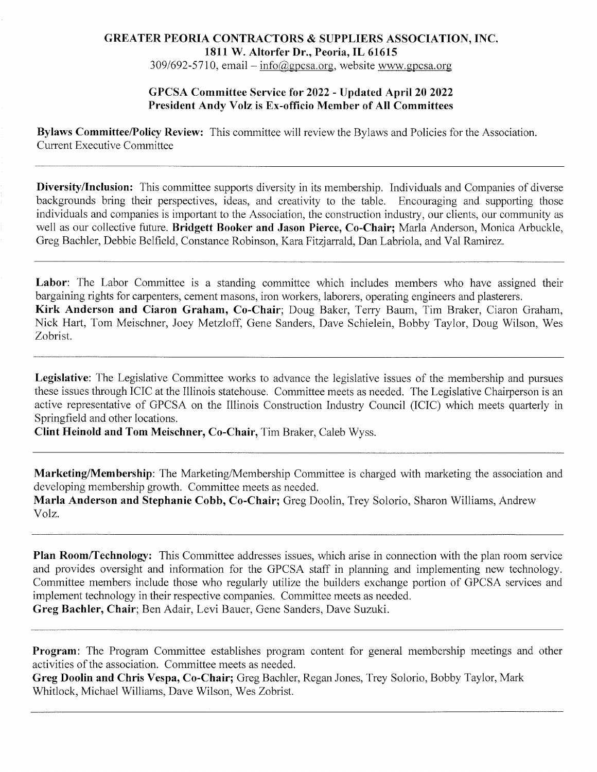# GREATER PEORIA CONTRACTORS & SUPPLIERS ASSOCIATION, INC.

**1811 W. Altorfer Dr., Peoria, IL 61615**

309/692-5710, email – info@gpcsa.org, website www.gpcsa.org

## GPCSA Committee Service for 2022 - Updated April 20 2022

**President Andy Volz is Ex-officio Member of All Committees**

**Bylaws Committee/Policy Review:** This committee will review the Bylaws and Policies for the Association. Current Executive Committee

---

**Diversity/Inclusion:** This committee supports diversity in its membership. Individuals and Companies of diverse backgrounds bring their perspectives, ideas, and creativity to the table. Encouraging and supporting those individuals and companies is important to the Association, the construction industry, our clients, our community as well as our collective future. **Bridgett Booker and Jason Pierce, Co-Chair;** Marla Anderson, Monica Arbuckle, Greg Bachler, Debbie Belfield, Constance Robinson, Kara Fitzjarrald, Dan Labriola, and Val Ramirez.

---

**Labor**: The Labor Committee is a standing committee which includes members who have assigned their bargaining rights for carpenters, cement masons, iron workers, laborers, operating engineers and plasterers.
**Kirk Anderson and Ciaron Graham, Co-Chair**; Doug Baker, Terry Baum, Tim Braker, Ciaron Graham, Nick Hart, Tom Meischner, Joey Metzloff, Gene Sanders, Dave Schielein, Bobby Taylor, Doug Wilson, Wes Zobrist.

---

**Legislative**: The Legislative Committee works to advance the legislative issues of the membership and pursues these issues through ICIC at the Illinois statehouse. Committee meets as needed. The Legislative Chairperson is an active representative of GPCSA on the Illinois Construction Industry Council (ICIC) which meets quarterly in Springfield and other locations.
**Clint Heinold and Tom Meischner, Co-Chair,** Tim Braker, Caleb Wyss.

---

**Marketing/Membership**: The Marketing/Membership Committee is charged with marketing the association and developing membership growth. Committee meets as needed.
**Marla Anderson and Stephanie Cobb, Co-Chair;** Greg Doolin, Trey Solorio, Sharon Williams, Andrew Volz.

---

**Plan Room/Technology:** This Committee addresses issues, which arise in connection with the plan room service and provides oversight and information for the GPCSA staff in planning and implementing new technology. Committee members include those who regularly utilize the builders exchange portion of GPCSA services and implement technology in their respective companies. Committee meets as needed.
**Greg Bachler, Chair**; Ben Adair, Levi Bauer, Gene Sanders, Dave Suzuki.

---

**Program**: The Program Committee establishes program content for general membership meetings and other activities of the association. Committee meets as needed.
**Greg Doolin and Chris Vespa, Co-Chair;** Greg Bachler, Regan Jones, Trey Solorio, Bobby Taylor, Mark Whitlock, Michael Williams, Dave Wilson, Wes Zobrist.

---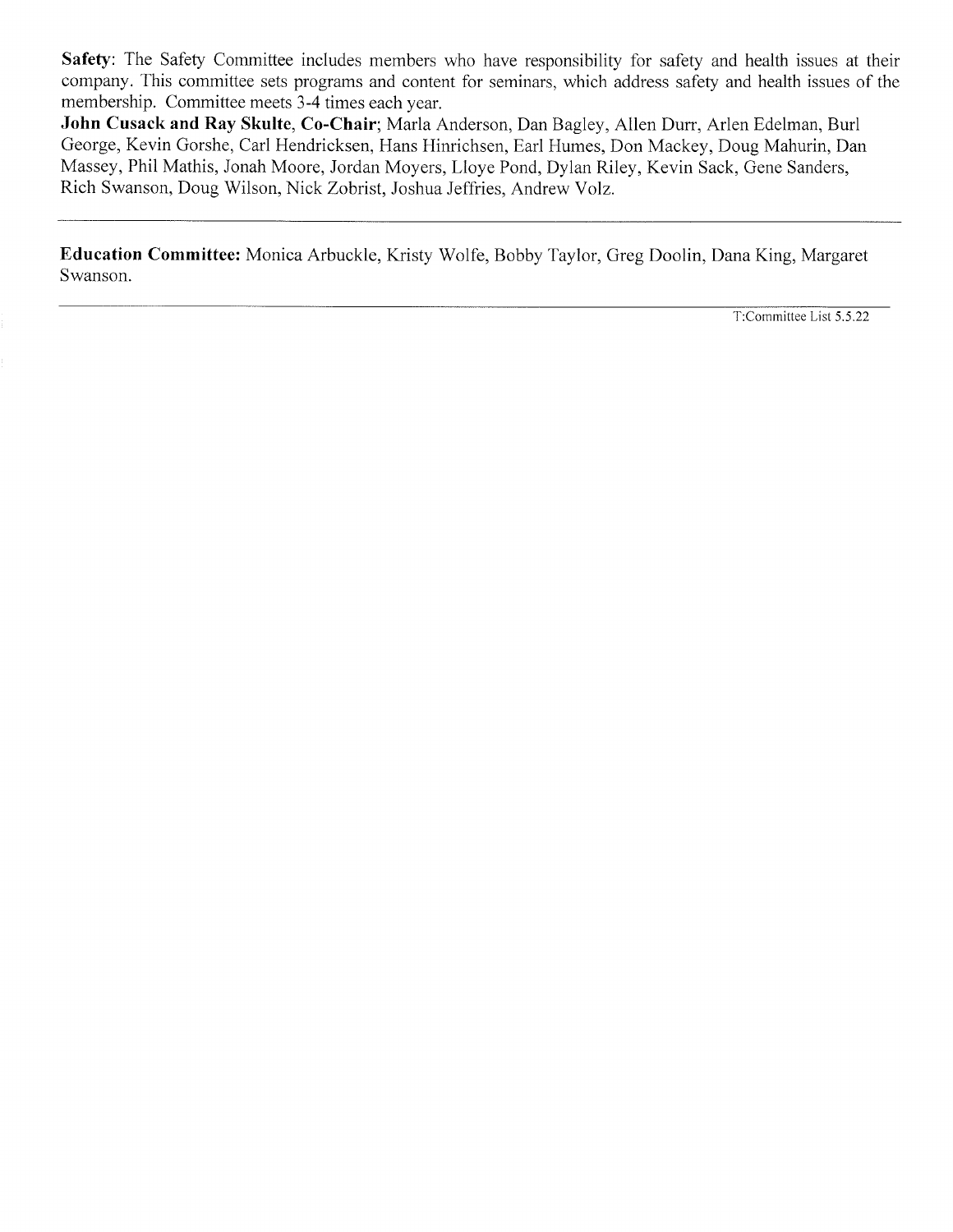**Safety**: The Safety Committee includes members who have responsibility for safety and health issues at their company. This committee sets programs and content for seminars, which address safety and health issues of the membership. Committee meets 3-4 times each year.

**John Cusack and Ray Skulte, Co-Chair**; Marla Anderson, Dan Bagley, Allen Durr, Arlen Edelman, Burl George, Kevin Gorshe, Carl Hendricksen, Hans Hinrichsen, Earl Humes, Don Mackey, Doug Mahurin, Dan Massey, Phil Mathis, Jonah Moore, Jordan Moyers, Lloye Pond, Dylan Riley, Kevin Sack, Gene Sanders, Rich Swanson, Doug Wilson, Nick Zobrist, Joshua Jeffries, Andrew Volz.

---

**Education Committee:** Monica Arbuckle, Kristy Wolfe, Bobby Taylor, Greg Doolin, Dana King, Margaret Swanson.

---

T:Committee List 5.5.22